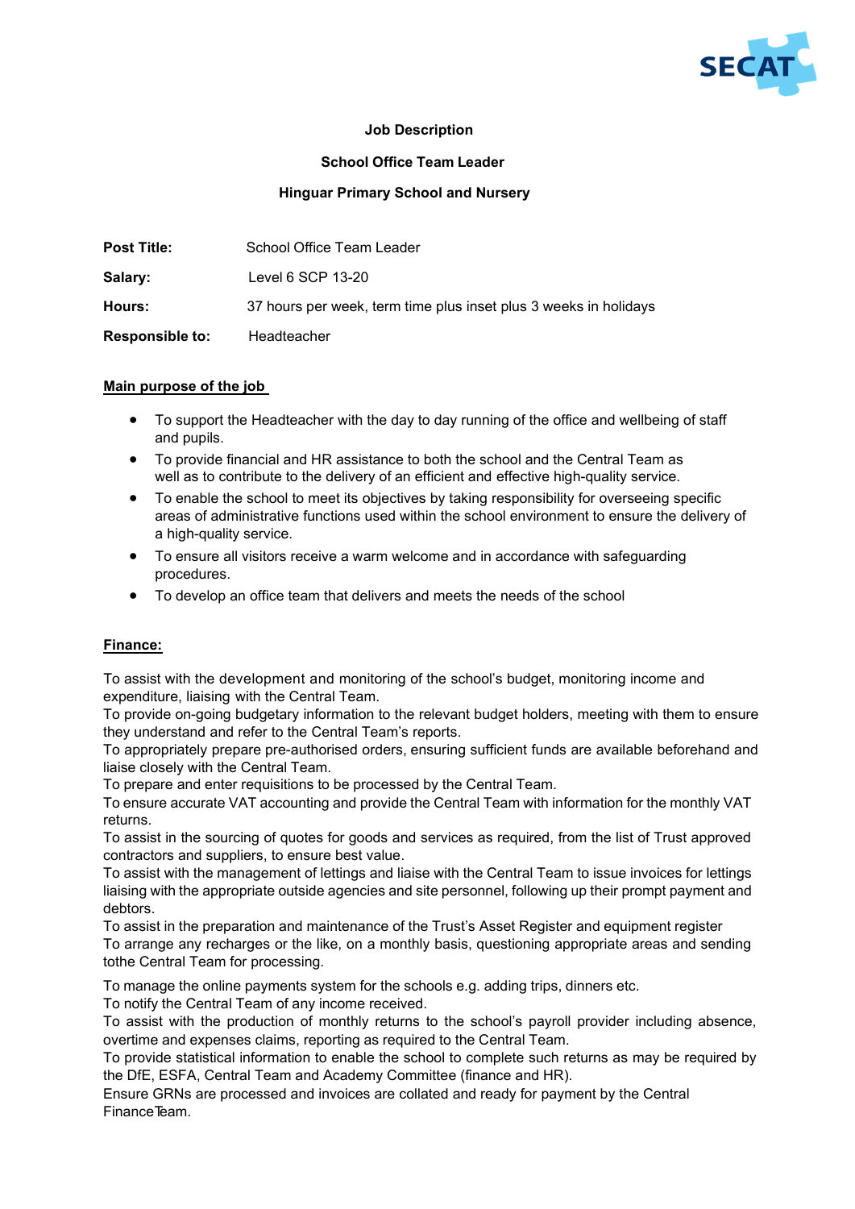**Job Description**

**School Office Team Leader**

**Hinguar Primary School and Nursery**

| | |
|---|---|
| **Post Title:** | School Office Team Leader |
| **Salary:** | Level 6 SCP 13-20 |
| **Hours:** | 37 hours per week, term time plus inset plus 3 weeks in holidays |
| **Responsible to:** | Headteacher |

## Main purpose of the job

- To support the Headteacher with the day to day running of the office and wellbeing of staff and pupils.
- To provide financial and HR assistance to both the school and the Central Team as well as to contribute to the delivery of an efficient and effective high-quality service.
- To enable the school to meet its objectives by taking responsibility for overseeing specific areas of administrative functions used within the school environment to ensure the delivery of a high-quality service.
- To ensure all visitors receive a warm welcome and in accordance with safeguarding procedures.
- To develop an office team that delivers and meets the needs of the school

## Finance:

To assist with the development and monitoring of the school's budget, monitoring income and expenditure, liaising with the Central Team.
To provide on-going budgetary information to the relevant budget holders, meeting with them to ensure they understand and refer to the Central Team's reports.
To appropriately prepare pre-authorised orders, ensuring sufficient funds are available beforehand and liaise closely with the Central Team.
To prepare and enter requisitions to be processed by the Central Team.
To ensure accurate VAT accounting and provide the Central Team with information for the monthly VAT returns.
To assist in the sourcing of quotes for goods and services as required, from the list of Trust approved contractors and suppliers, to ensure best value.
To assist with the management of lettings and liaise with the Central Team to issue invoices for lettings liaising with the appropriate outside agencies and site personnel, following up their prompt payment and debtors.
To assist in the preparation and maintenance of the Trust's Asset Register and equipment register
To arrange any recharges or the like, on a monthly basis, questioning appropriate areas and sending tothe Central Team for processing.

To manage the online payments system for the schools e.g. adding trips, dinners etc.
To notify the Central Team of any income received.
To assist with the production of monthly returns to the school's payroll provider including absence, overtime and expenses claims, reporting as required to the Central Team.
To provide statistical information to enable the school to complete such returns as may be required by the DfE, ESFA, Central Team and Academy Committee (finance and HR).
Ensure GRNs are processed and invoices are collated and ready for payment by the Central FinanceTeam.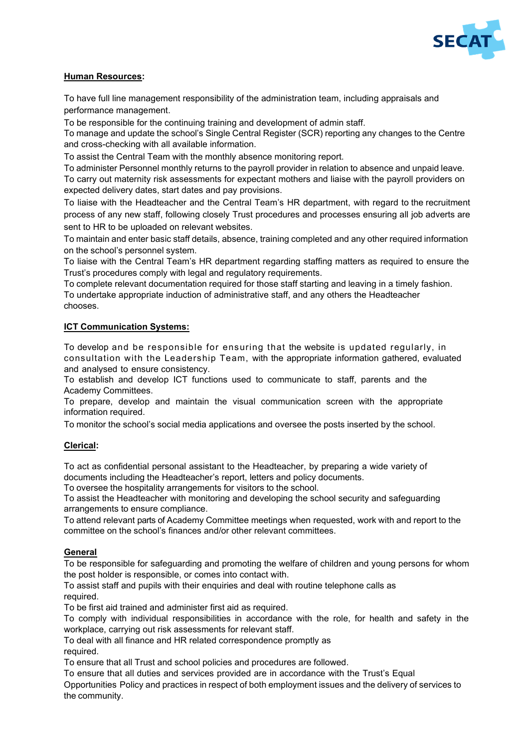**Human Resources:**

To have full line management responsibility of the administration team, including appraisals and performance management.

To be responsible for the continuing training and development of admin staff.

To manage and update the school's Single Central Register (SCR) reporting any changes to the Centre and cross-checking with all available information.

To assist the Central Team with the monthly absence monitoring report.

To administer Personnel monthly returns to the payroll provider in relation to absence and unpaid leave.

To carry out maternity risk assessments for expectant mothers and liaise with the payroll providers on expected delivery dates, start dates and pay provisions.

To liaise with the Headteacher and the Central Team's HR department, with regard to the recruitment process of any new staff, following closely Trust procedures and processes ensuring all job adverts are sent to HR to be uploaded on relevant websites.

To maintain and enter basic staff details, absence, training completed and any other required information on the school's personnel system.

To liaise with the Central Team's HR department regarding staffing matters as required to ensure the Trust's procedures comply with legal and regulatory requirements.

To complete relevant documentation required for those staff starting and leaving in a timely fashion.

To undertake appropriate induction of administrative staff, and any others the Headteacher chooses.

**ICT Communication Systems:**

To develop and be responsible for ensuring that the website is updated regularly, in consultation with the Leadership Team, with the appropriate information gathered, evaluated and analysed to ensure consistency.

To establish and develop ICT functions used to communicate to staff, parents and the Academy Committees.

To prepare, develop and maintain the visual communication screen with the appropriate information required.

To monitor the school's social media applications and oversee the posts inserted by the school.

**Clerical:**

To act as confidential personal assistant to the Headteacher, by preparing a wide variety of documents including the Headteacher's report, letters and policy documents.

To oversee the hospitality arrangements for visitors to the school.

To assist the Headteacher with monitoring and developing the school security and safeguarding arrangements to ensure compliance.

To attend relevant parts of Academy Committee meetings when requested, work with and report to the committee on the school's finances and/or other relevant committees.

**General**

To be responsible for safeguarding and promoting the welfare of children and young persons for whom the post holder is responsible, or comes into contact with.

To assist staff and pupils with their enquiries and deal with routine telephone calls as required.

To be first aid trained and administer first aid as required.

To comply with individual responsibilities in accordance with the role, for health and safety in the workplace, carrying out risk assessments for relevant staff.

To deal with all finance and HR related correspondence promptly as required.

To ensure that all Trust and school policies and procedures are followed.

To ensure that all duties and services provided are in accordance with the Trust's Equal Opportunities Policy and practices in respect of both employment issues and the delivery of services to the community.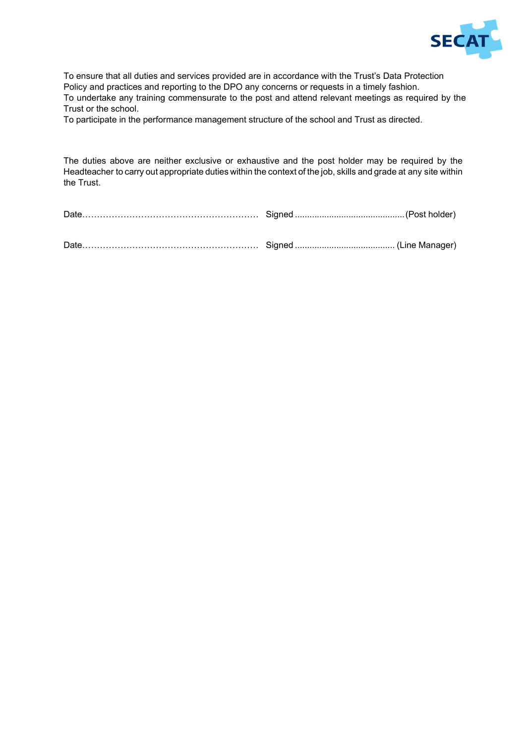To ensure that all duties and services provided are in accordance with the Trust's Data Protection Policy and practices and reporting to the DPO any concerns or requests in a timely fashion.

To undertake any training commensurate to the post and attend relevant meetings as required by the Trust or the school.

To participate in the performance management structure of the school and Trust as directed.

The duties above are neither exclusive or exhaustive and the post holder may be required by the Headteacher to carry out appropriate duties within the context of the job, skills and grade at any site within the Trust.

Date………………………………………………… Signed ............................................(Post holder)

Date………………………………………………… Signed ......................................... (Line Manager)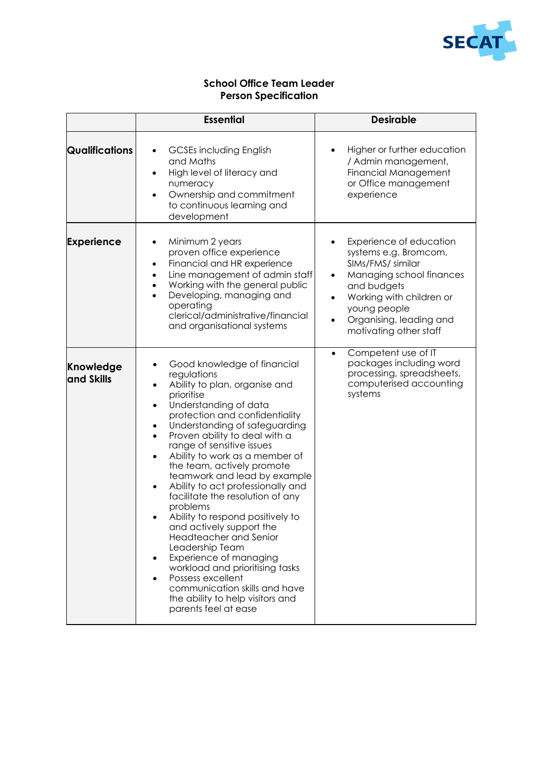SECAT

## School Office Team Leader
## Person Specification

| | Essential | Desirable |
|---|---|---|
| **Qualifications** | • GCSEs including English and Maths<br>• High level of literacy and numeracy<br>• Ownership and commitment to continuous learning and development | • Higher or further education / Admin management, Financial Management or Office management experience |
| **Experience** | • Minimum 2 years proven office experience<br>• Financial and HR experience<br>• Line management of admin staff<br>• Working with the general public<br>• Developing, managing and operating clerical/administrative/financial and organisational systems | • Experience of education systems e.g. Bromcom, SIMs/FMS/ similar<br>• Managing school finances and budgets<br>• Working with children or young people<br>• Organising, leading and motivating other staff |
| **Knowledge and Skills** | • Good knowledge of financial regulations<br>• Ability to plan, organise and prioritise<br>• Understanding of data protection and confidentiality<br>• Understanding of safeguarding<br>• Proven ability to deal with a range of sensitive issues<br>• Ability to work as a member of the team, actively promote teamwork and lead by example<br>• Ability to act professionally and facilitate the resolution of any problems<br>• Ability to respond positively to and actively support the Headteacher and Senior Leadership Team<br>• Experience of managing workload and prioritising tasks<br>• Possess excellent communication skills and have the ability to help visitors and parents feel at ease | • Competent use of IT packages including word processing, spreadsheets, computerised accounting systems |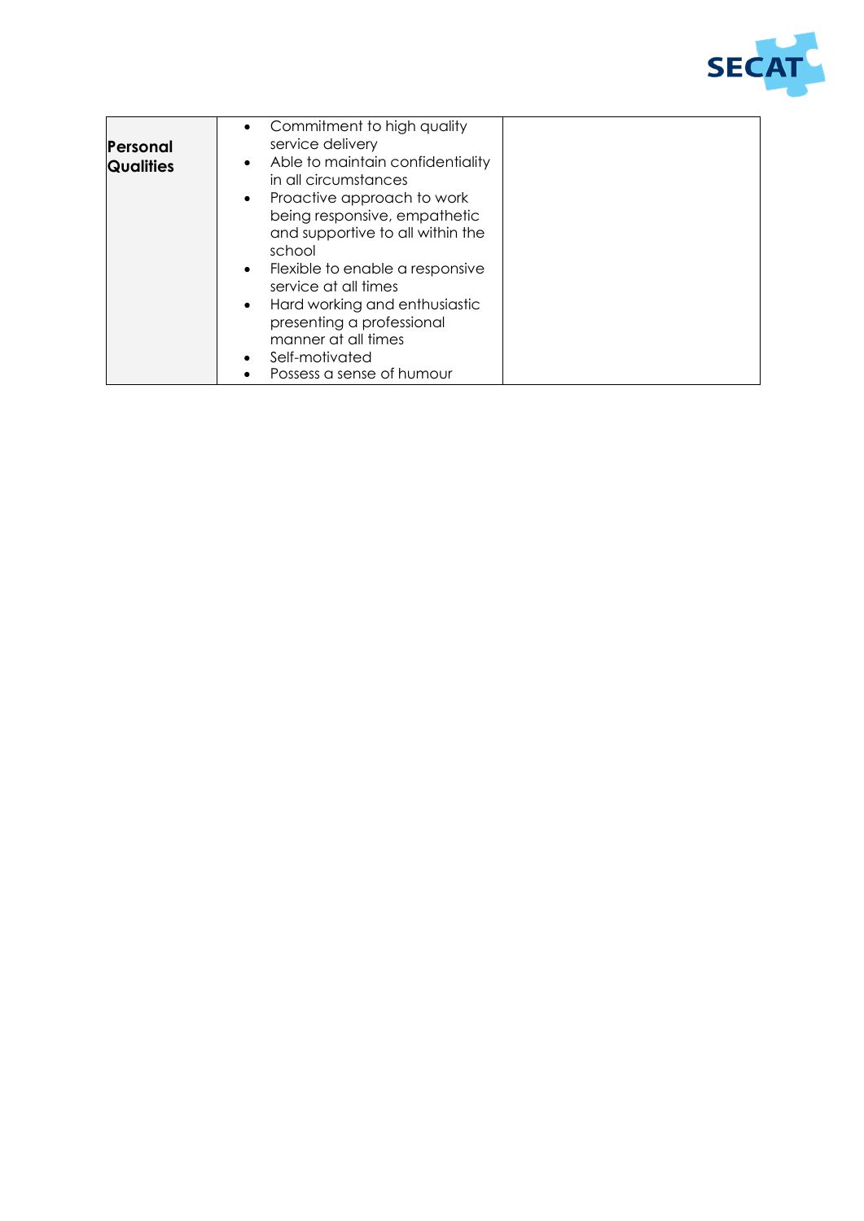| | | |
|---|---|---|
| **Personal Qualities** | • Commitment to high quality service delivery<br>• Able to maintain confidentiality in all circumstances<br>• Proactive approach to work being responsive, empathetic and supportive to all within the school<br>• Flexible to enable a responsive service at all times<br>• Hard working and enthusiastic presenting a professional manner at all times<br>• Self-motivated<br>• Possess a sense of humour | |